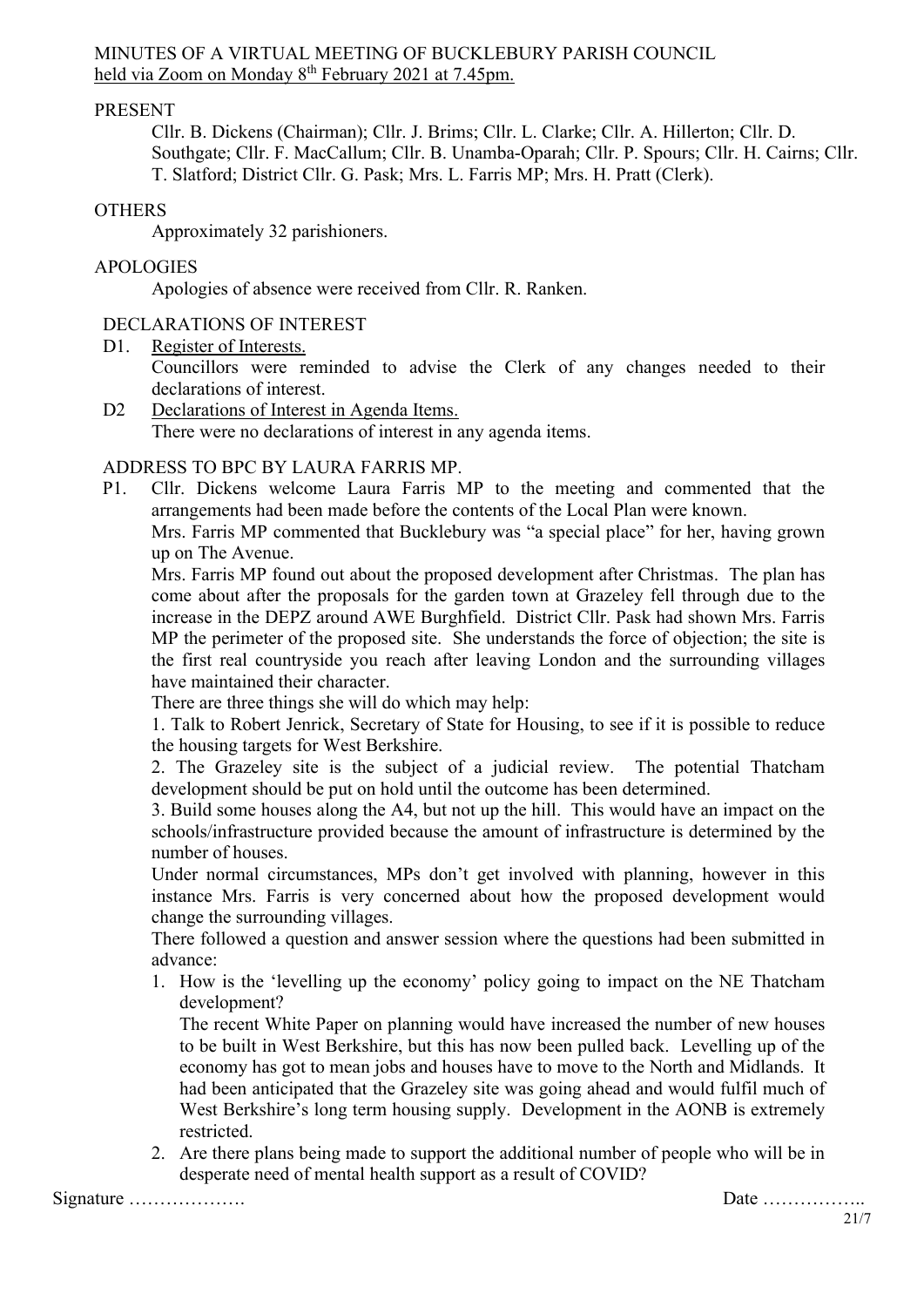# MINUTES OF A VIRTUAL MEETING OF BUCKLEBURY PARISH COUNCIL held via Zoom on Monday 8th February 2021 at 7.45pm.

## PRESENT

Cllr. B. Dickens (Chairman); Cllr. J. Brims; Cllr. L. Clarke; Cllr. A. Hillerton; Cllr. D. Southgate; Cllr. F. MacCallum; Cllr. B. Unamba-Oparah; Cllr. P. Spours; Cllr. H. Cairns; Cllr. T. Slatford; District Cllr. G. Pask; Mrs. L. Farris MP; Mrs. H. Pratt (Clerk).

## OTHERS

Approximately 32 parishioners.

## APOLOGIES

Apologies of absence were received from Cllr. R. Ranken.

## DECLARATIONS OF INTEREST

D1. Register of Interests.
Councillors were reminded to advise the Clerk of any changes needed to their declarations of interest.

D2 Declarations of Interest in Agenda Items.
There were no declarations of interest in any agenda items.

## ADDRESS TO BPC BY LAURA FARRIS MP.

P1. Cllr. Dickens welcome Laura Farris MP to the meeting and commented that the arrangements had been made before the contents of the Local Plan were known.

Mrs. Farris MP commented that Bucklebury was "a special place" for her, having grown up on The Avenue.

Mrs. Farris MP found out about the proposed development after Christmas. The plan has come about after the proposals for the garden town at Grazeley fell through due to the increase in the DEPZ around AWE Burghfield. District Cllr. Pask had shown Mrs. Farris MP the perimeter of the proposed site. She understands the force of objection; the site is the first real countryside you reach after leaving London and the surrounding villages have maintained their character.

There are three things she will do which may help:

1. Talk to Robert Jenrick, Secretary of State for Housing, to see if it is possible to reduce the housing targets for West Berkshire.
2. The Grazeley site is the subject of a judicial review. The potential Thatcham development should be put on hold until the outcome has been determined.
3. Build some houses along the A4, but not up the hill. This would have an impact on the schools/infrastructure provided because the amount of infrastructure is determined by the number of houses.

Under normal circumstances, MPs don't get involved with planning, however in this instance Mrs. Farris is very concerned about how the proposed development would change the surrounding villages.

There followed a question and answer session where the questions had been submitted in advance:

1. How is the 'levelling up the economy' policy going to impact on the NE Thatcham development?
   The recent White Paper on planning would have increased the number of new houses to be built in West Berkshire, but this has now been pulled back. Levelling up of the economy has got to mean jobs and houses have to move to the North and Midlands. It had been anticipated that the Grazeley site was going ahead and would fulfil much of West Berkshire's long term housing supply. Development in the AONB is extremely restricted.
2. Are there plans being made to support the additional number of people who will be in desperate need of mental health support as a result of COVID?

Signature ………………. Date ……………..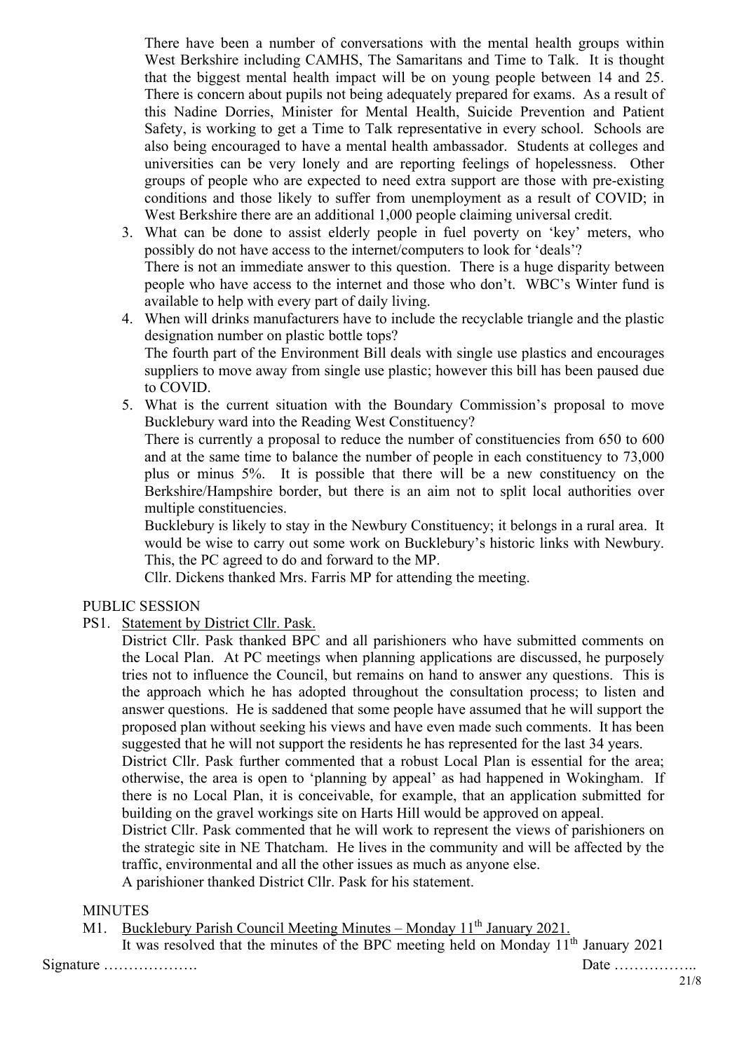There have been a number of conversations with the mental health groups within West Berkshire including CAMHS, The Samaritans and Time to Talk. It is thought that the biggest mental health impact will be on young people between 14 and 25. There is concern about pupils not being adequately prepared for exams. As a result of this Nadine Dorries, Minister for Mental Health, Suicide Prevention and Patient Safety, is working to get a Time to Talk representative in every school. Schools are also being encouraged to have a mental health ambassador. Students at colleges and universities can be very lonely and are reporting feelings of hopelessness. Other groups of people who are expected to need extra support are those with pre-existing conditions and those likely to suffer from unemployment as a result of COVID; in West Berkshire there are an additional 1,000 people claiming universal credit.

3. What can be done to assist elderly people in fuel poverty on 'key' meters, who possibly do not have access to the internet/computers to look for 'deals'?
   There is not an immediate answer to this question. There is a huge disparity between people who have access to the internet and those who don't. WBC's Winter fund is available to help with every part of daily living.
4. When will drinks manufacturers have to include the recyclable triangle and the plastic designation number on plastic bottle tops?
   The fourth part of the Environment Bill deals with single use plastics and encourages suppliers to move away from single use plastic; however this bill has been paused due to COVID.
5. What is the current situation with the Boundary Commission's proposal to move Bucklebury ward into the Reading West Constituency?
   There is currently a proposal to reduce the number of constituencies from 650 to 600 and at the same time to balance the number of people in each constituency to 73,000 plus or minus 5%. It is possible that there will be a new constituency on the Berkshire/Hampshire border, but there is an aim not to split local authorities over multiple constituencies.
   Bucklebury is likely to stay in the Newbury Constituency; it belongs in a rural area. It would be wise to carry out some work on Bucklebury's historic links with Newbury. This, the PC agreed to do and forward to the MP.
   Cllr. Dickens thanked Mrs. Farris MP for attending the meeting.

PUBLIC SESSION

PS1. Statement by District Cllr. Pask.

District Cllr. Pask thanked BPC and all parishioners who have submitted comments on the Local Plan. At PC meetings when planning applications are discussed, he purposely tries not to influence the Council, but remains on hand to answer any questions. This is the approach which he has adopted throughout the consultation process; to listen and answer questions. He is saddened that some people have assumed that he will support the proposed plan without seeking his views and have even made such comments. It has been suggested that he will not support the residents he has represented for the last 34 years.

District Cllr. Pask further commented that a robust Local Plan is essential for the area; otherwise, the area is open to 'planning by appeal' as had happened in Wokingham. If there is no Local Plan, it is conceivable, for example, that an application submitted for building on the gravel workings site on Harts Hill would be approved on appeal.

District Cllr. Pask commented that he will work to represent the views of parishioners on the strategic site in NE Thatcham. He lives in the community and will be affected by the traffic, environmental and all the other issues as much as anyone else.

A parishioner thanked District Cllr. Pask for his statement.

MINUTES

M1. Bucklebury Parish Council Meeting Minutes – Monday 11th January 2021.

It was resolved that the minutes of the BPC meeting held on Monday 11th January 2021

Signature ………………. Date ……………..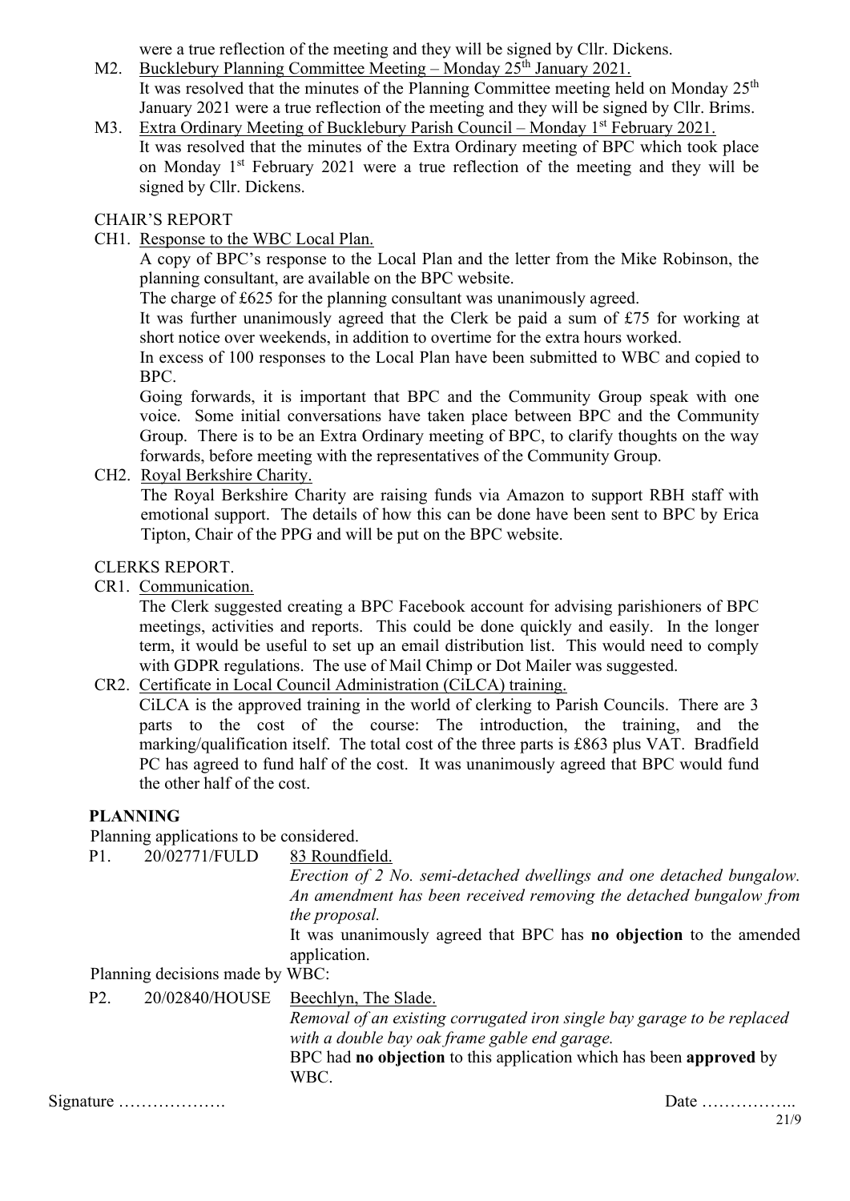were a true reflection of the meeting and they will be signed by Cllr. Dickens.

M2. Bucklebury Planning Committee Meeting – Monday 25th January 2021.
It was resolved that the minutes of the Planning Committee meeting held on Monday 25th January 2021 were a true reflection of the meeting and they will be signed by Cllr. Brims.

M3. Extra Ordinary Meeting of Bucklebury Parish Council – Monday 1st February 2021.
It was resolved that the minutes of the Extra Ordinary meeting of BPC which took place on Monday 1st February 2021 were a true reflection of the meeting and they will be signed by Cllr. Dickens.

CHAIR'S REPORT

CH1. Response to the WBC Local Plan.
A copy of BPC's response to the Local Plan and the letter from the Mike Robinson, the planning consultant, are available on the BPC website.
The charge of £625 for the planning consultant was unanimously agreed.
It was further unanimously agreed that the Clerk be paid a sum of £75 for working at short notice over weekends, in addition to overtime for the extra hours worked.
In excess of 100 responses to the Local Plan have been submitted to WBC and copied to BPC.
Going forwards, it is important that BPC and the Community Group speak with one voice. Some initial conversations have taken place between BPC and the Community Group. There is to be an Extra Ordinary meeting of BPC, to clarify thoughts on the way forwards, before meeting with the representatives of the Community Group.

CH2. Royal Berkshire Charity.
The Royal Berkshire Charity are raising funds via Amazon to support RBH staff with emotional support. The details of how this can be done have been sent to BPC by Erica Tipton, Chair of the PPG and will be put on the BPC website.

CLERKS REPORT.

CR1. Communication.
The Clerk suggested creating a BPC Facebook account for advising parishioners of BPC meetings, activities and reports. This could be done quickly and easily. In the longer term, it would be useful to set up an email distribution list. This would need to comply with GDPR regulations. The use of Mail Chimp or Dot Mailer was suggested.

CR2. Certificate in Local Council Administration (CiLCA) training.
CiLCA is the approved training in the world of clerking to Parish Councils. There are 3 parts to the cost of the course: The introduction, the training, and the marking/qualification itself. The total cost of the three parts is £863 plus VAT. Bradfield PC has agreed to fund half of the cost. It was unanimously agreed that BPC would fund the other half of the cost.

**PLANNING**

Planning applications to be considered.

P1. 20/02771/FULD 83 Roundfield.
*Erection of 2 No. semi-detached dwellings and one detached bungalow. An amendment has been received removing the detached bungalow from the proposal.*
It was unanimously agreed that BPC has **no objection** to the amended application.

Planning decisions made by WBC:

P2. 20/02840/HOUSE Beechlyn, The Slade.
*Removal of an existing corrugated iron single bay garage to be replaced with a double bay oak frame gable end garage.*
BPC had **no objection** to this application which has been **approved** by WBC.

Signature ………………. Date ……………..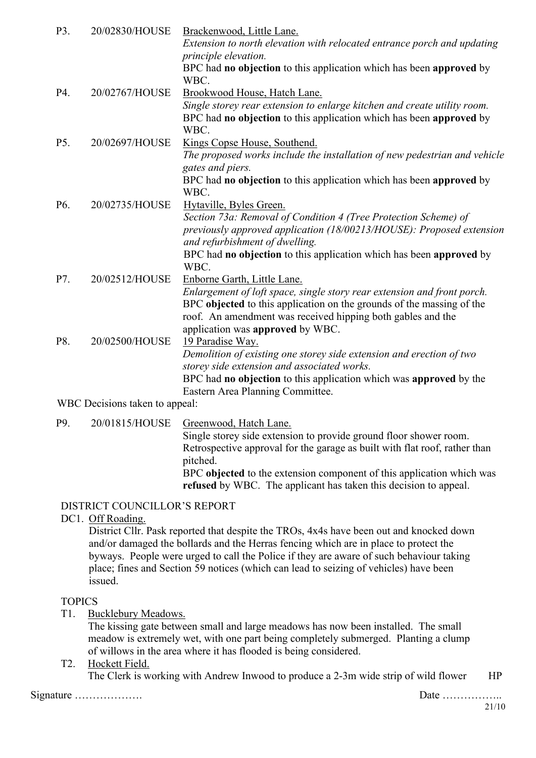P3. 20/02830/HOUSE <u>Brackenwood, Little Lane.</u>
*Extension to north elevation with relocated entrance porch and updating principle elevation.*
BPC had **no objection** to this application which has been **approved** by WBC.

P4. 20/02767/HOUSE <u>Brookwood House, Hatch Lane.</u>
*Single storey rear extension to enlarge kitchen and create utility room.*
BPC had **no objection** to this application which has been **approved** by WBC.

P5. 20/02697/HOUSE <u>Kings Copse House, Southend.</u>
*The proposed works include the installation of new pedestrian and vehicle gates and piers.*
BPC had **no objection** to this application which has been **approved** by WBC.

P6. 20/02735/HOUSE <u>Hytaville, Byles Green.</u>
*Section 73a: Removal of Condition 4 (Tree Protection Scheme) of previously approved application (18/00213/HOUSE): Proposed extension and refurbishment of dwelling.*
BPC had **no objection** to this application which has been **approved** by WBC.

P7. 20/02512/HOUSE <u>Enborne Garth, Little Lane.</u>
*Enlargement of loft space, single story rear extension and front porch.*
BPC **objected** to this application on the grounds of the massing of the roof. An amendment was received hipping both gables and the application was **approved** by WBC.

P8. 20/02500/HOUSE <u>19 Paradise Way.</u>
*Demolition of existing one storey side extension and erection of two storey side extension and associated works.*
BPC had **no objection** to this application which was **approved** by the Eastern Area Planning Committee.

WBC Decisions taken to appeal:

P9. 20/01815/HOUSE <u>Greenwood, Hatch Lane.</u>
Single storey side extension to provide ground floor shower room. Retrospective approval for the garage as built with flat roof, rather than pitched.
BPC **objected** to the extension component of this application which was **refused** by WBC. The applicant has taken this decision to appeal.

DISTRICT COUNCILLOR'S REPORT

DC1. <u>Off Roading.</u>
District Cllr. Pask reported that despite the TROs, 4x4s have been out and knocked down and/or damaged the bollards and the Herras fencing which are in place to protect the byways. People were urged to call the Police if they are aware of such behaviour taking place; fines and Section 59 notices (which can lead to seizing of vehicles) have been issued.

TOPICS

T1. <u>Bucklebury Meadows.</u>
The kissing gate between small and large meadows has now been installed. The small meadow is extremely wet, with one part being completely submerged. Planting a clump of willows in the area where it has flooded is being considered.

T2. <u>Hockett Field.</u>
The Clerk is working with Andrew Inwood to produce a 2-3m wide strip of wild flower HP

Signature ………………. Date ……………..

21/10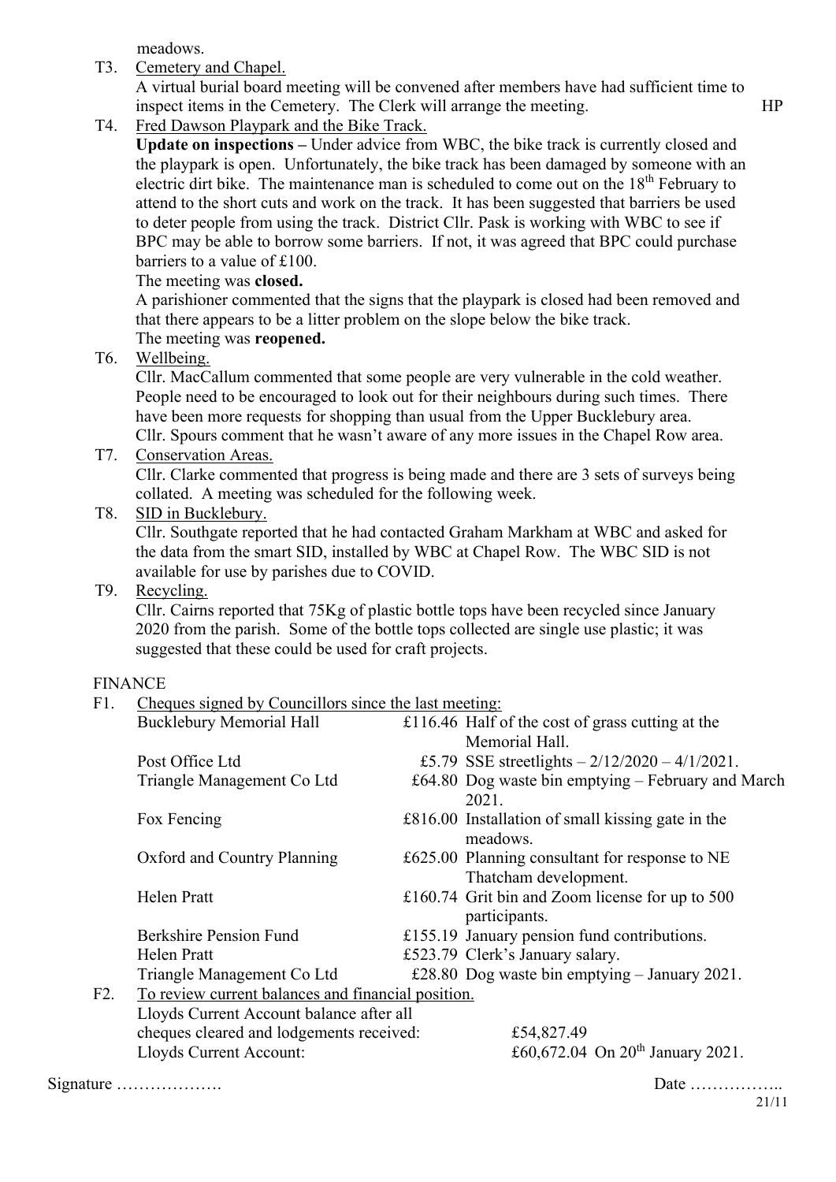meadows.

T3. Cemetery and Chapel.
A virtual burial board meeting will be convened after members have had sufficient time to inspect items in the Cemetery. The Clerk will arrange the meeting. HP

T4. Fred Dawson Playpark and the Bike Track.
**Update on inspections –** Under advice from WBC, the bike track is currently closed and the playpark is open. Unfortunately, the bike track has been damaged by someone with an electric dirt bike. The maintenance man is scheduled to come out on the 18th February to attend to the short cuts and work on the track. It has been suggested that barriers be used to deter people from using the track. District Cllr. Pask is working with WBC to see if BPC may be able to borrow some barriers. If not, it was agreed that BPC could purchase barriers to a value of £100.
The meeting was **closed.**
A parishioner commented that the signs that the playpark is closed had been removed and that there appears to be a litter problem on the slope below the bike track.
The meeting was **reopened.**

T6. Wellbeing.
Cllr. MacCallum commented that some people are very vulnerable in the cold weather. People need to be encouraged to look out for their neighbours during such times. There have been more requests for shopping than usual from the Upper Bucklebury area. Cllr. Spours comment that he wasn't aware of any more issues in the Chapel Row area.

T7. Conservation Areas.
Cllr. Clarke commented that progress is being made and there are 3 sets of surveys being collated. A meeting was scheduled for the following week.

T8. SID in Bucklebury.
Cllr. Southgate reported that he had contacted Graham Markham at WBC and asked for the data from the smart SID, installed by WBC at Chapel Row. The WBC SID is not available for use by parishes due to COVID.

T9. Recycling.
Cllr. Cairns reported that 75Kg of plastic bottle tops have been recycled since January 2020 from the parish. Some of the bottle tops collected are single use plastic; it was suggested that these could be used for craft projects.

FINANCE

F1. Cheques signed by Councillors since the last meeting:

| | | |
|---|---|---|
| Bucklebury Memorial Hall | £116.46 | Half of the cost of grass cutting at the Memorial Hall. |
| Post Office Ltd | £5.79 | SSE streetlights – 2/12/2020 – 4/1/2021. |
| Triangle Management Co Ltd | £64.80 | Dog waste bin emptying – February and March 2021. |
| Fox Fencing | £816.00 | Installation of small kissing gate in the meadows. |
| Oxford and Country Planning | £625.00 | Planning consultant for response to NE Thatcham development. |
| Helen Pratt | £160.74 | Grit bin and Zoom license for up to 500 participants. |
| Berkshire Pension Fund | £155.19 | January pension fund contributions. |
| Helen Pratt | £523.79 | Clerk's January salary. |
| Triangle Management Co Ltd | £28.80 | Dog waste bin emptying – January 2021. |

F2. To review current balances and financial position.

| | |
|---|---|
| Lloyds Current Account balance after all cheques cleared and lodgements received: | £54,827.49 |
| Lloyds Current Account: | £60,672.04 On 20th January 2021. |

Signature ………………. Date ……………..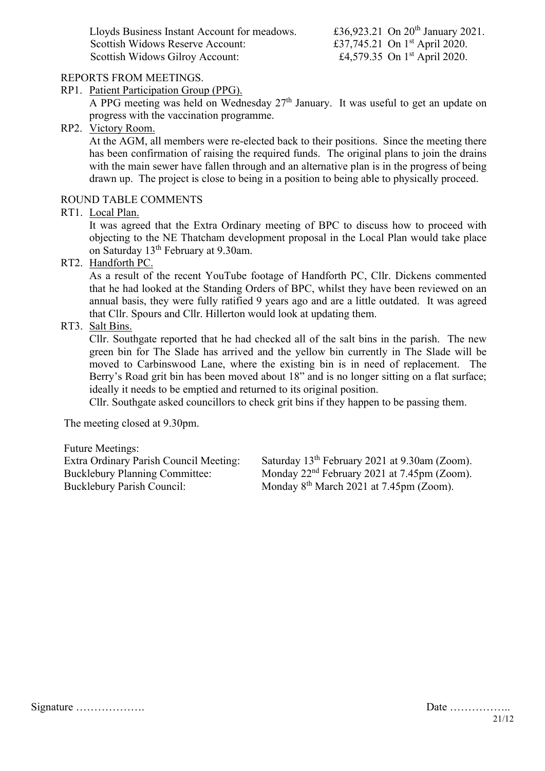| | | |
|---|---|---|
| Lloyds Business Instant Account for meadows. | £36,923.21 | On 20th January 2021. |
| Scottish Widows Reserve Account: | £37,745.21 | On 1st April 2020. |
| Scottish Widows Gilroy Account: | £4,579.35 | On 1st April 2020. |

REPORTS FROM MEETINGS.

RP1. Patient Participation Group (PPG).

A PPG meeting was held on Wednesday 27th January. It was useful to get an update on progress with the vaccination programme.

RP2. Victory Room.

At the AGM, all members were re-elected back to their positions. Since the meeting there has been confirmation of raising the required funds. The original plans to join the drains with the main sewer have fallen through and an alternative plan is in the progress of being drawn up. The project is close to being in a position to being able to physically proceed.

ROUND TABLE COMMENTS

RT1. Local Plan.

It was agreed that the Extra Ordinary meeting of BPC to discuss how to proceed with objecting to the NE Thatcham development proposal in the Local Plan would take place on Saturday 13th February at 9.30am.

RT2. Handforth PC.

As a result of the recent YouTube footage of Handforth PC, Cllr. Dickens commented that he had looked at the Standing Orders of BPC, whilst they have been reviewed on an annual basis, they were fully ratified 9 years ago and are a little outdated. It was agreed that Cllr. Spours and Cllr. Hillerton would look at updating them.

RT3. Salt Bins.

Cllr. Southgate reported that he had checked all of the salt bins in the parish. The new green bin for The Slade has arrived and the yellow bin currently in The Slade will be moved to Carbinswood Lane, where the existing bin is in need of replacement. The Berry's Road grit bin has been moved about 18" and is no longer sitting on a flat surface; ideally it needs to be emptied and returned to its original position.

Cllr. Southgate asked councillors to check grit bins if they happen to be passing them.

The meeting closed at 9.30pm.

Future Meetings:

| | |
|---|---|
| Extra Ordinary Parish Council Meeting: | Saturday 13th February 2021 at 9.30am (Zoom). |
| Bucklebury Planning Committee: | Monday 22nd February 2021 at 7.45pm (Zoom). |
| Bucklebury Parish Council: | Monday 8th March 2021 at 7.45pm (Zoom). |

Signature ………………. Date ……………..

21/12